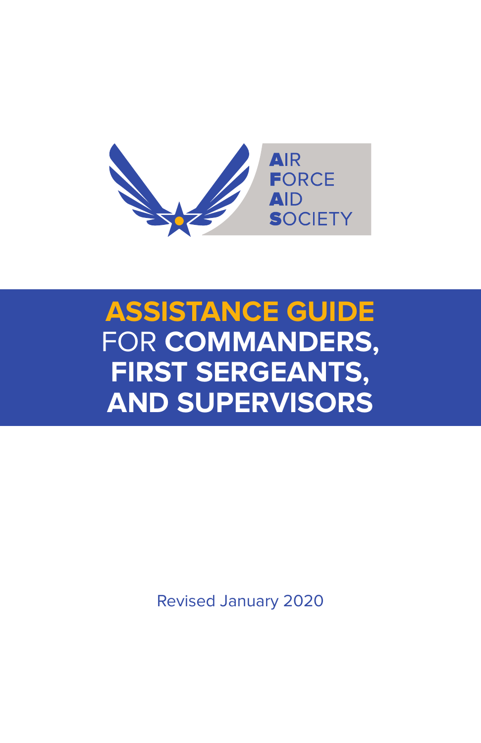AIR
FORCE
AID
SOCIETY

# ASSISTANCE GUIDE FOR COMMANDERS, FIRST SERGEANTS, AND SUPERVISORS

Revised January 2020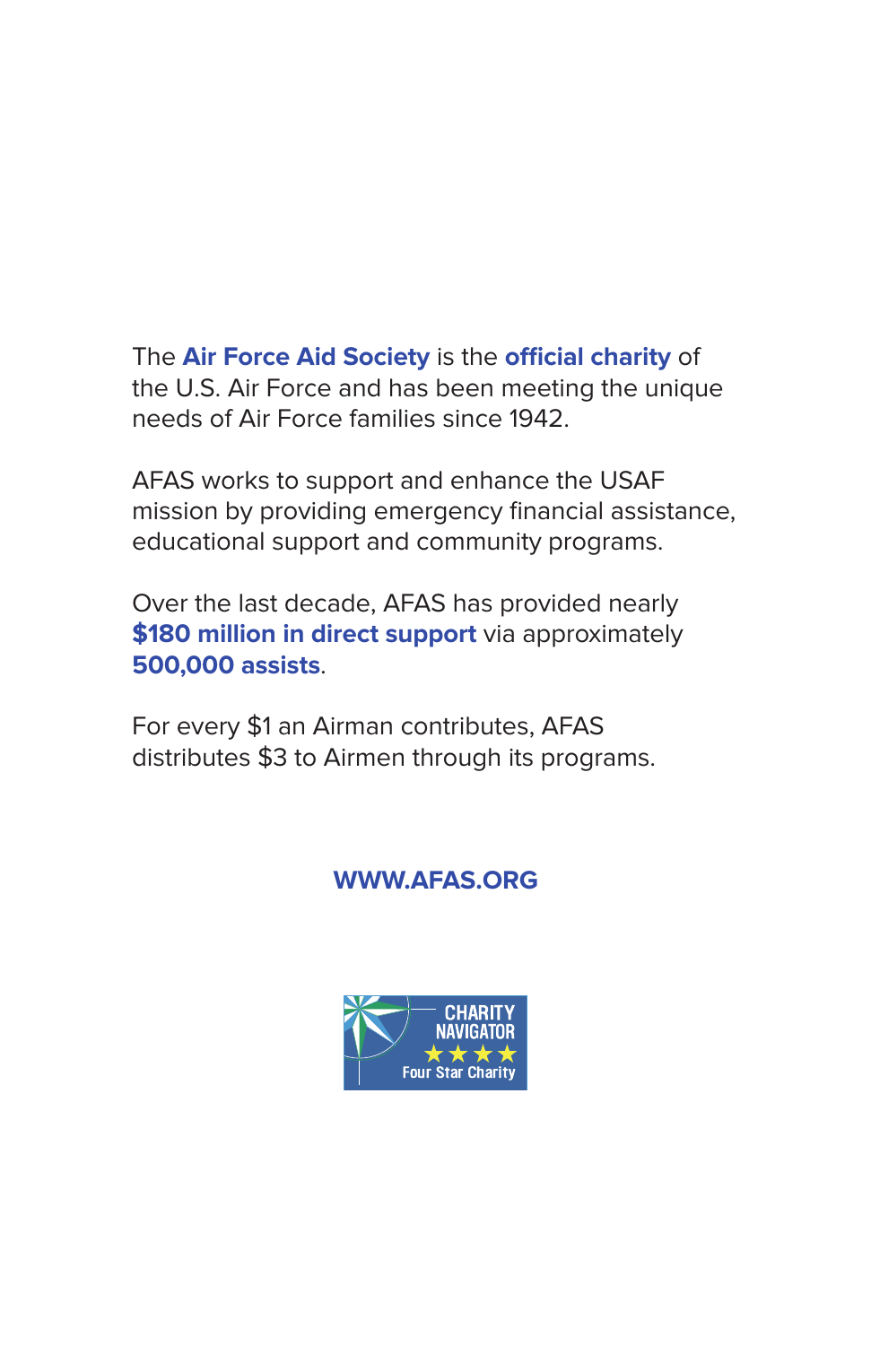The **Air Force Aid Society** is the **official charity** of the U.S. Air Force and has been meeting the unique needs of Air Force families since 1942.

AFAS works to support and enhance the USAF mission by providing emergency financial assistance, educational support and community programs.

Over the last decade, AFAS has provided nearly **$180 million in direct support** via approximately **500,000 assists**.

For every $1 an Airman contributes, AFAS distributes $3 to Airmen through its programs.

**WWW.AFAS.ORG**

CHARITY NAVIGATOR
★★★★
Four Star Charity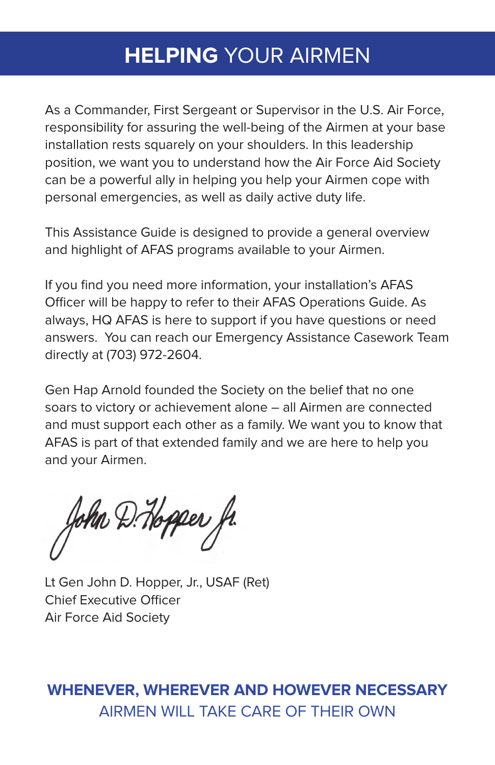# **HELPING** YOUR AIRMEN

As a Commander, First Sergeant or Supervisor in the U.S. Air Force, responsibility for assuring the well-being of the Airmen at your base installation rests squarely on your shoulders. In this leadership position, we want you to understand how the Air Force Aid Society can be a powerful ally in helping you help your Airmen cope with personal emergencies, as well as daily active duty life.

This Assistance Guide is designed to provide a general overview and highlight of AFAS programs available to your Airmen.

If you find you need more information, your installation's AFAS Officer will be happy to refer to their AFAS Operations Guide. As always, HQ AFAS is here to support if you have questions or need answers.  You can reach our Emergency Assistance Casework Team directly at (703) 972-2604.

Gen Hap Arnold founded the Society on the belief that no one soars to victory or achievement alone – all Airmen are connected and must support each other as a family. We want you to know that AFAS is part of that extended family and we are here to help you and your Airmen.

John D. Hopper Jr.

Lt Gen John D. Hopper, Jr., USAF (Ret)
Chief Executive Officer
Air Force Aid Society

**WHENEVER, WHEREVER AND HOWEVER NECESSARY**
AIRMEN WILL TAKE CARE OF THEIR OWN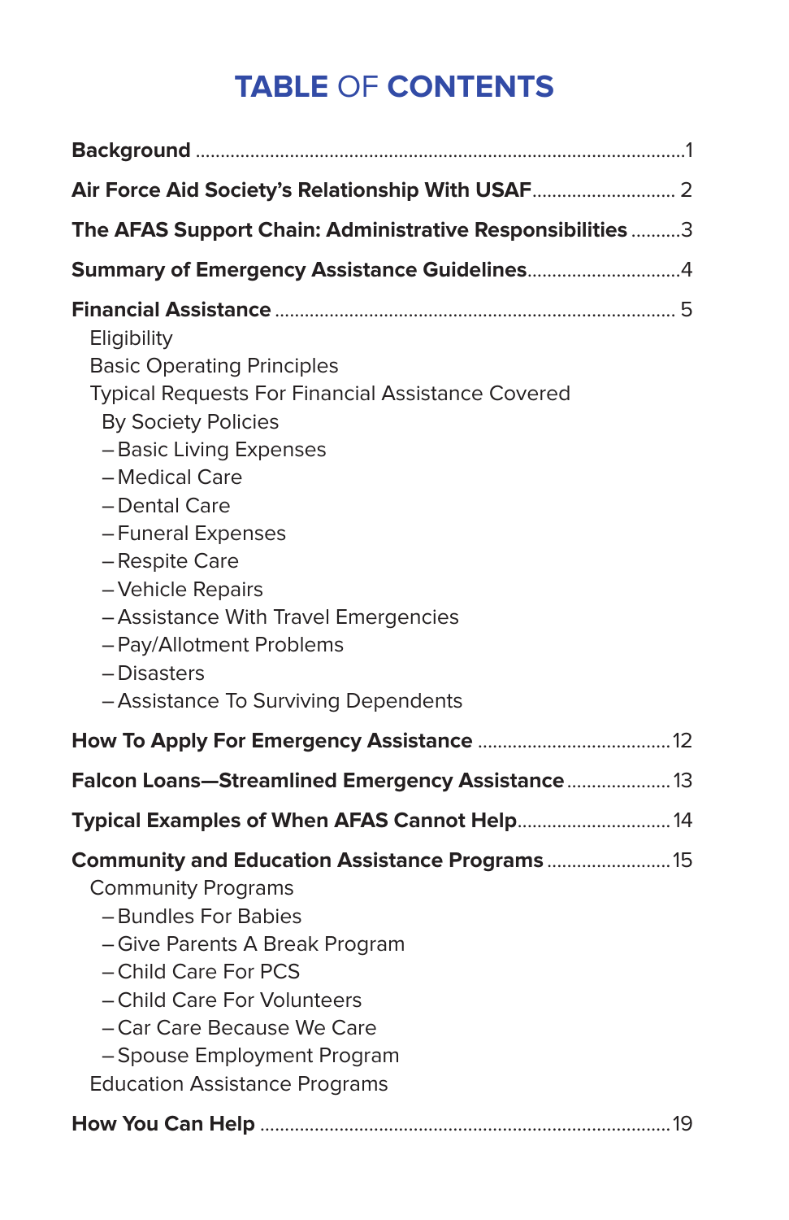# TABLE OF CONTENTS

**Background** ..................................................................................................1

**Air Force Aid Society's Relationship With USAF**............................ 2

**The AFAS Support Chain: Administrative Responsibilities** ..........3

**Summary of Emergency Assistance Guidelines**..............................4

**Financial Assistance** ............................................................................... 5

- Eligibility
- Basic Operating Principles
- Typical Requests For Financial Assistance Covered By Society Policies
  - Basic Living Expenses
  - Medical Care
  - Dental Care
  - Funeral Expenses
  - Respite Care
  - Vehicle Repairs
  - Assistance With Travel Emergencies
  - Pay/Allotment Problems
  - Disasters
  - Assistance To Surviving Dependents

**How To Apply For Emergency Assistance** .......................................12

**Falcon Loans—Streamlined Emergency Assistance**.....................13

**Typical Examples of When AFAS Cannot Help**..............................14

**Community and Education Assistance Programs** .........................15

- Community Programs
  - Bundles For Babies
  - Give Parents A Break Program
  - Child Care For PCS
  - Child Care For Volunteers
  - Car Care Because We Care
  - Spouse Employment Program
- Education Assistance Programs

**How You Can Help** .................................................................................19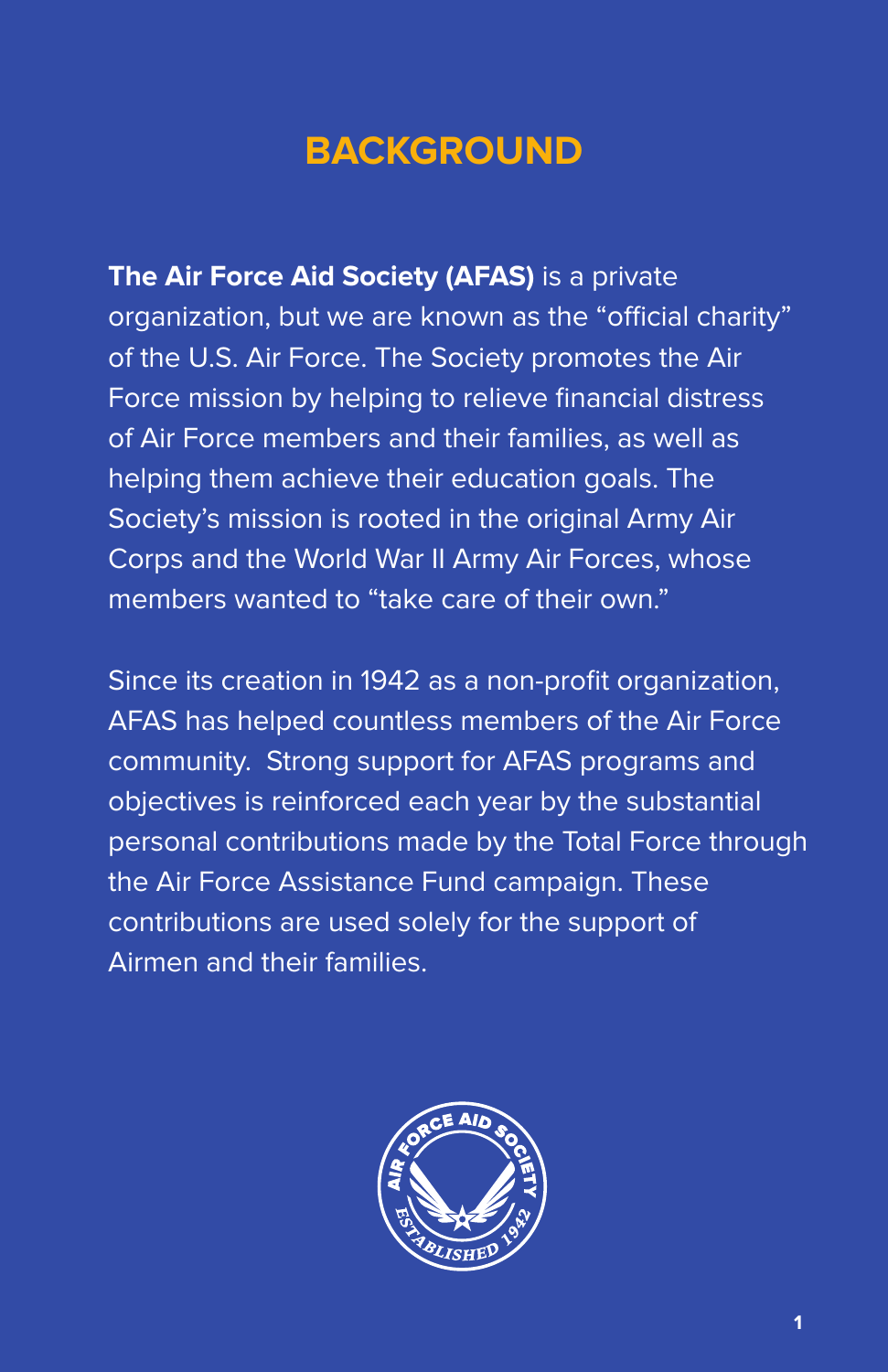# BACKGROUND

**The Air Force Aid Society (AFAS)** is a private organization, but we are known as the "official charity" of the U.S. Air Force. The Society promotes the Air Force mission by helping to relieve financial distress of Air Force members and their families, as well as helping them achieve their education goals. The Society's mission is rooted in the original Army Air Corps and the World War II Army Air Forces, whose members wanted to "take care of their own."

Since its creation in 1942 as a non-profit organization, AFAS has helped countless members of the Air Force community. Strong support for AFAS programs and objectives is reinforced each year by the substantial personal contributions made by the Total Force through the Air Force Assistance Fund campaign. These contributions are used solely for the support of Airmen and their families.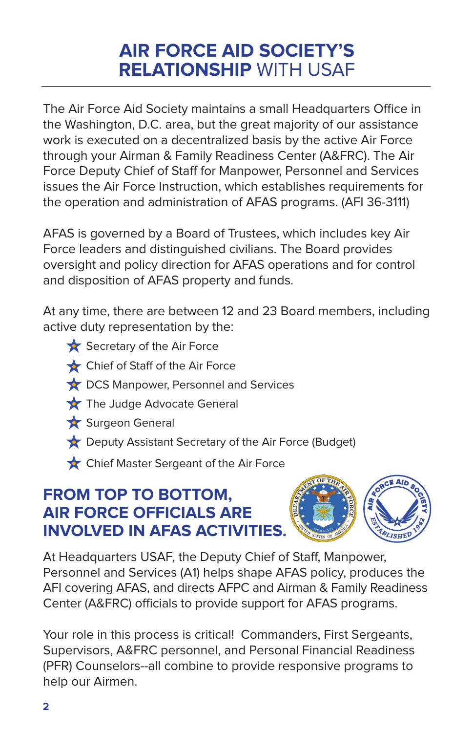# AIR FORCE AID SOCIETY'S RELATIONSHIP WITH USAF

The Air Force Aid Society maintains a small Headquarters Office in the Washington, D.C. area, but the great majority of our assistance work is executed on a decentralized basis by the active Air Force through your Airman & Family Readiness Center (A&FRC). The Air Force Deputy Chief of Staff for Manpower, Personnel and Services issues the Air Force Instruction, which establishes requirements for the operation and administration of AFAS programs. (AFI 36-3111)

AFAS is governed by a Board of Trustees, which includes key Air Force leaders and distinguished civilians. The Board provides oversight and policy direction for AFAS operations and for control and disposition of AFAS property and funds.

At any time, there are between 12 and 23 Board members, including active duty representation by the:

- Secretary of the Air Force
- Chief of Staff of the Air Force
- DCS Manpower, Personnel and Services
- The Judge Advocate General
- Surgeon General
- Deputy Assistant Secretary of the Air Force (Budget)
- Chief Master Sergeant of the Air Force

## FROM TOP TO BOTTOM, AIR FORCE OFFICIALS ARE INVOLVED IN AFAS ACTIVITIES.

At Headquarters USAF, the Deputy Chief of Staff, Manpower, Personnel and Services (A1) helps shape AFAS policy, produces the AFI covering AFAS, and directs AFPC and Airman & Family Readiness Center (A&FRC) officials to provide support for AFAS programs.

Your role in this process is critical! Commanders, First Sergeants, Supervisors, A&FRC personnel, and Personal Financial Readiness (PFR) Counselors--all combine to provide responsive programs to help our Airmen.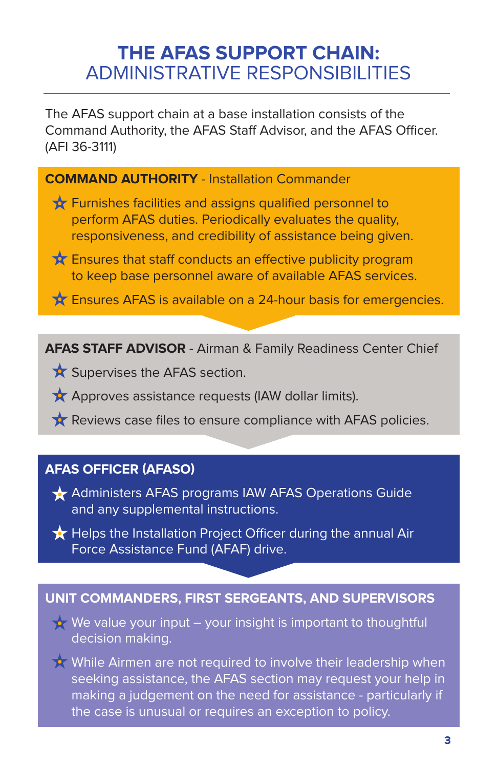# THE AFAS SUPPORT CHAIN: ADMINISTRATIVE RESPONSIBILITIES

The AFAS support chain at a base installation consists of the Command Authority, the AFAS Staff Advisor, and the AFAS Officer. (AFI 36-3111)

## COMMAND AUTHORITY - Installation Commander

- Furnishes facilities and assigns qualified personnel to perform AFAS duties. Periodically evaluates the quality, responsiveness, and credibility of assistance being given.
- Ensures that staff conducts an effective publicity program to keep base personnel aware of available AFAS services.
- Ensures AFAS is available on a 24-hour basis for emergencies.

## AFAS STAFF ADVISOR - Airman & Family Readiness Center Chief

- Supervises the AFAS section.
- Approves assistance requests (IAW dollar limits).
- Reviews case files to ensure compliance with AFAS policies.

## AFAS OFFICER (AFASO)

- Administers AFAS programs IAW AFAS Operations Guide and any supplemental instructions.
- Helps the Installation Project Officer during the annual Air Force Assistance Fund (AFAF) drive.

## UNIT COMMANDERS, FIRST SERGEANTS, AND SUPERVISORS

- We value your input – your insight is important to thoughtful decision making.
- While Airmen are not required to involve their leadership when seeking assistance, the AFAS section may request your help in making a judgement on the need for assistance - particularly if the case is unusual or requires an exception to policy.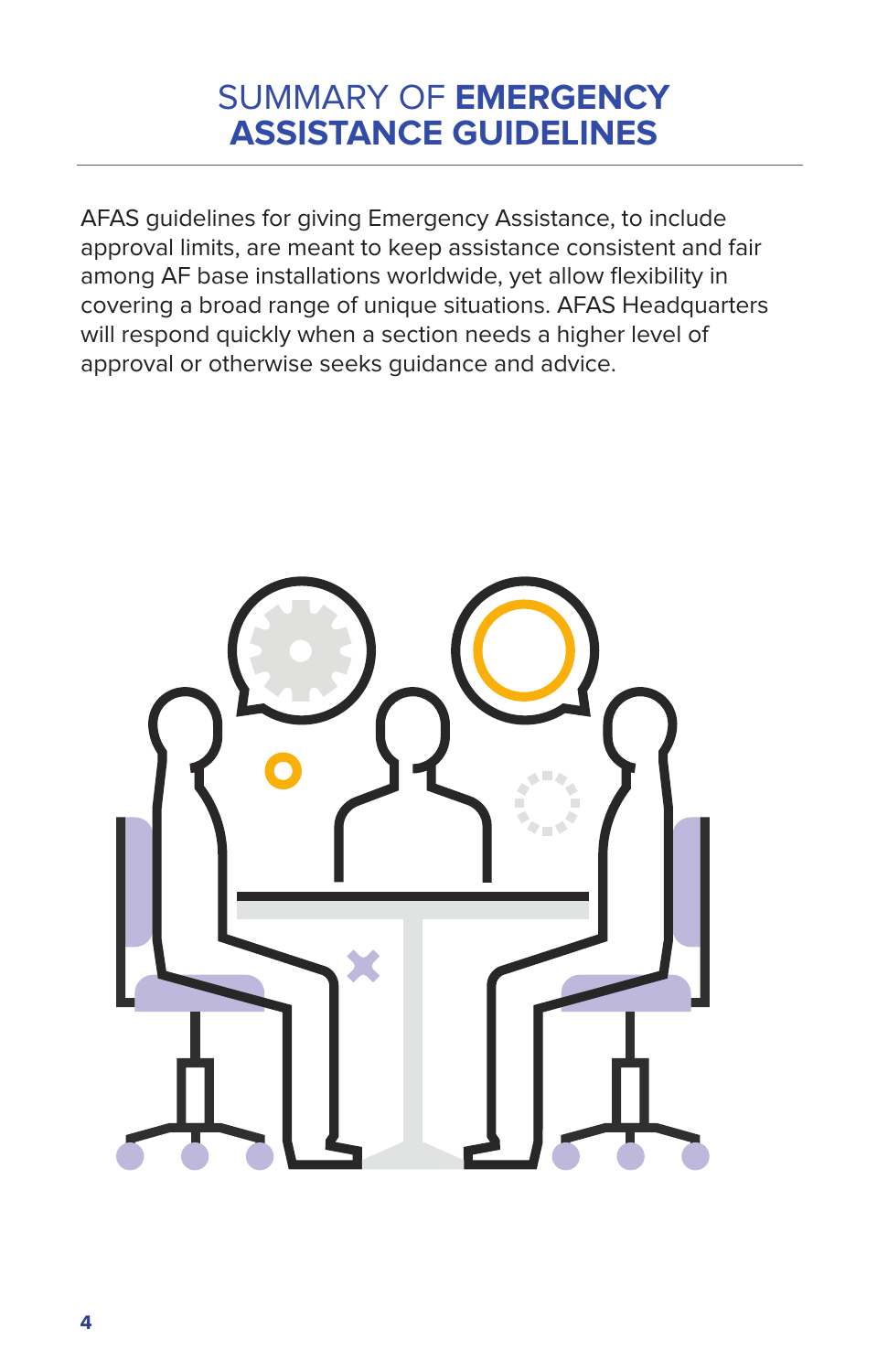# SUMMARY OF **EMERGENCY ASSISTANCE GUIDELINES**

AFAS guidelines for giving Emergency Assistance, to include approval limits, are meant to keep assistance consistent and fair among AF base installations worldwide, yet allow flexibility in covering a broad range of unique situations. AFAS Headquarters will respond quickly when a section needs a higher level of approval or otherwise seeks guidance and advice.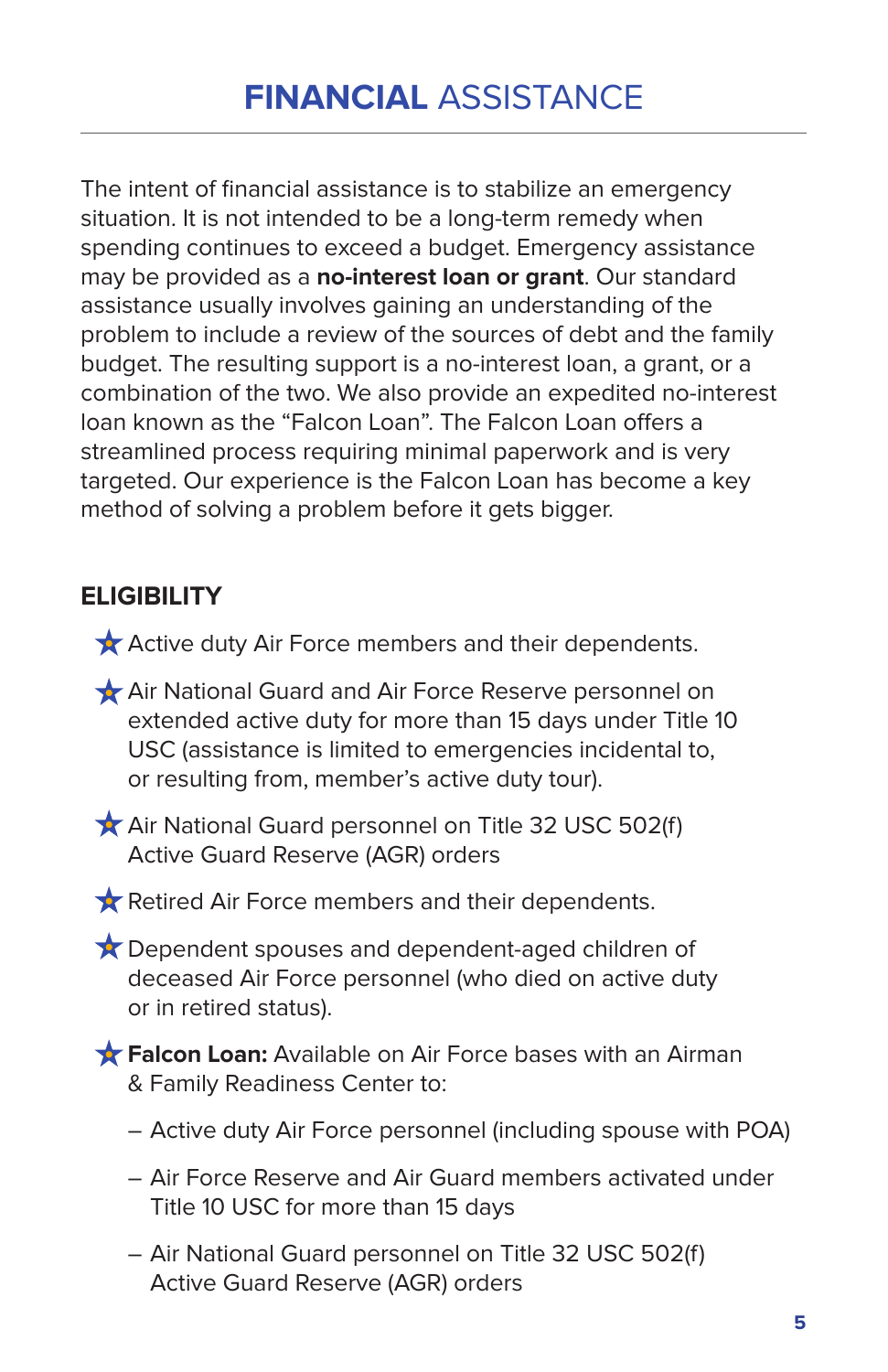# **FINANCIAL** ASSISTANCE

The intent of financial assistance is to stabilize an emergency situation. It is not intended to be a long-term remedy when spending continues to exceed a budget. Emergency assistance may be provided as a **no-interest loan or grant**. Our standard assistance usually involves gaining an understanding of the problem to include a review of the sources of debt and the family budget. The resulting support is a no-interest loan, a grant, or a combination of the two. We also provide an expedited no-interest loan known as the "Falcon Loan". The Falcon Loan offers a streamlined process requiring minimal paperwork and is very targeted. Our experience is the Falcon Loan has become a key method of solving a problem before it gets bigger.

## ELIGIBILITY

- Active duty Air Force members and their dependents.
- Air National Guard and Air Force Reserve personnel on extended active duty for more than 15 days under Title 10 USC (assistance is limited to emergencies incidental to, or resulting from, member's active duty tour).
- Air National Guard personnel on Title 32 USC 502(f) Active Guard Reserve (AGR) orders
- Retired Air Force members and their dependents.
- Dependent spouses and dependent-aged children of deceased Air Force personnel (who died on active duty or in retired status).
- **Falcon Loan:** Available on Air Force bases with an Airman & Family Readiness Center to:
  - Active duty Air Force personnel (including spouse with POA)
  - Air Force Reserve and Air Guard members activated under Title 10 USC for more than 15 days
  - Air National Guard personnel on Title 32 USC 502(f) Active Guard Reserve (AGR) orders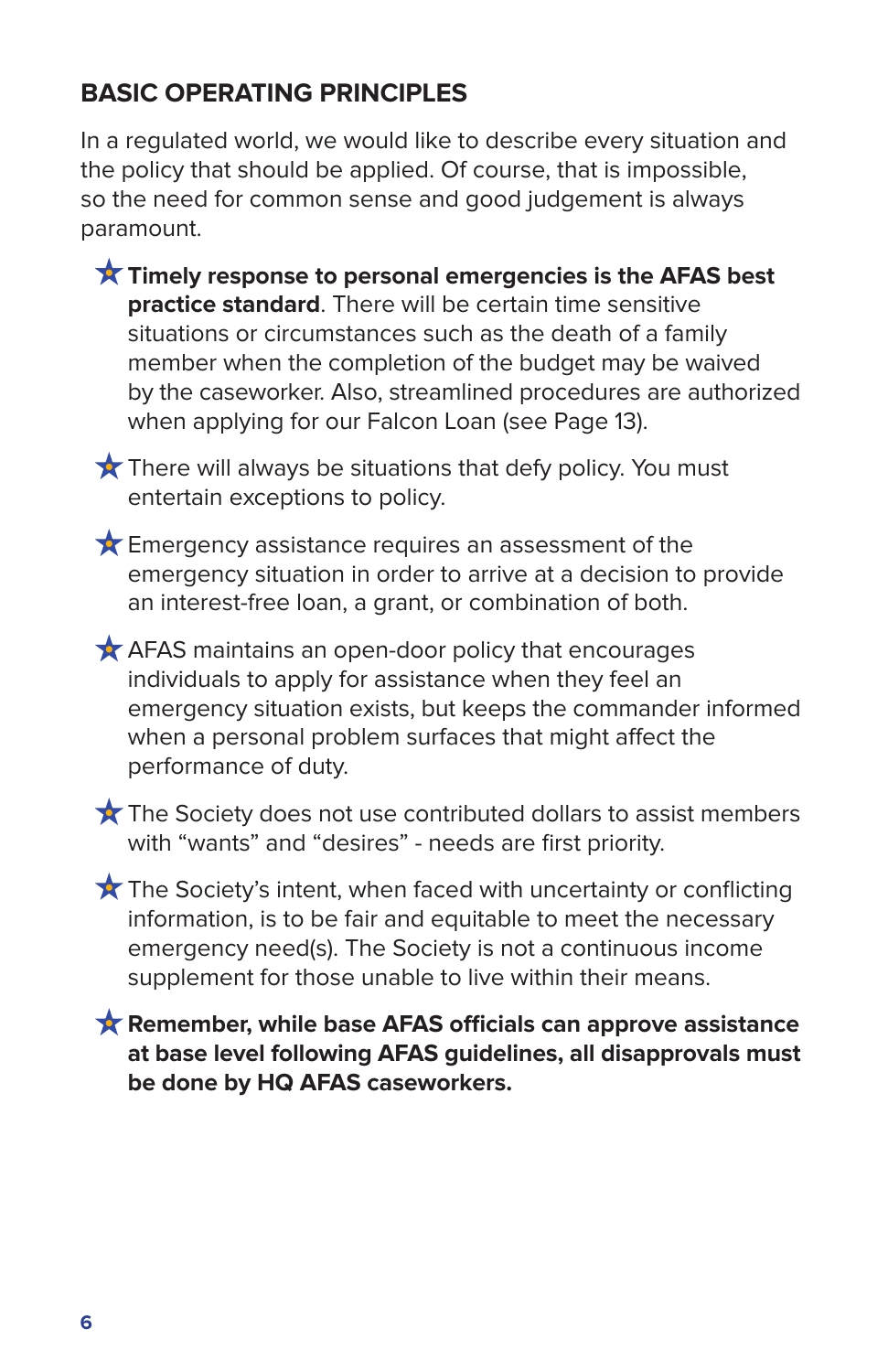## BASIC OPERATING PRINCIPLES

In a regulated world, we would like to describe every situation and the policy that should be applied. Of course, that is impossible, so the need for common sense and good judgement is always paramount.

- **Timely response to personal emergencies is the AFAS best practice standard**. There will be certain time sensitive situations or circumstances such as the death of a family member when the completion of the budget may be waived by the caseworker. Also, streamlined procedures are authorized when applying for our Falcon Loan (see Page 13).
- There will always be situations that defy policy. You must entertain exceptions to policy.
- Emergency assistance requires an assessment of the emergency situation in order to arrive at a decision to provide an interest-free loan, a grant, or combination of both.
- AFAS maintains an open-door policy that encourages individuals to apply for assistance when they feel an emergency situation exists, but keeps the commander informed when a personal problem surfaces that might affect the performance of duty.
- The Society does not use contributed dollars to assist members with "wants" and "desires" - needs are first priority.
- The Society's intent, when faced with uncertainty or conflicting information, is to be fair and equitable to meet the necessary emergency need(s). The Society is not a continuous income supplement for those unable to live within their means.
- **Remember, while base AFAS officials can approve assistance at base level following AFAS guidelines, all disapprovals must be done by HQ AFAS caseworkers.**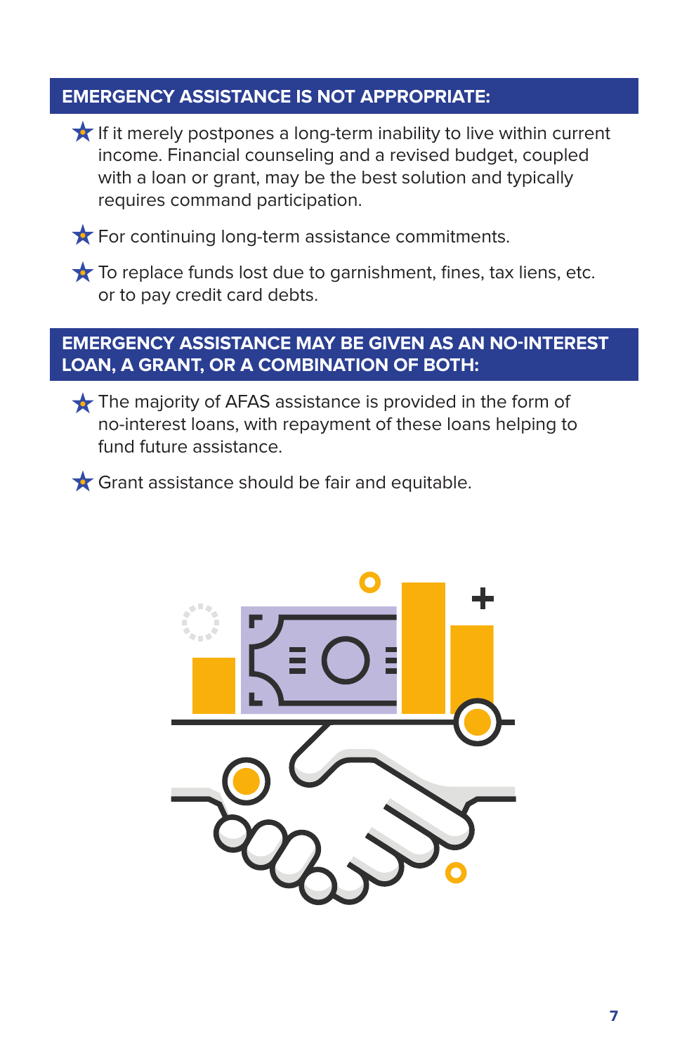## EMERGENCY ASSISTANCE IS NOT APPROPRIATE:

- If it merely postpones a long-term inability to live within current income. Financial counseling and a revised budget, coupled with a loan or grant, may be the best solution and typically requires command participation.
- For continuing long-term assistance commitments.
- To replace funds lost due to garnishment, fines, tax liens, etc. or to pay credit card debts.

## EMERGENCY ASSISTANCE MAY BE GIVEN AS AN NO-INTEREST LOAN, A GRANT, OR A COMBINATION OF BOTH:

- The majority of AFAS assistance is provided in the form of no-interest loans, with repayment of these loans helping to fund future assistance.
- Grant assistance should be fair and equitable.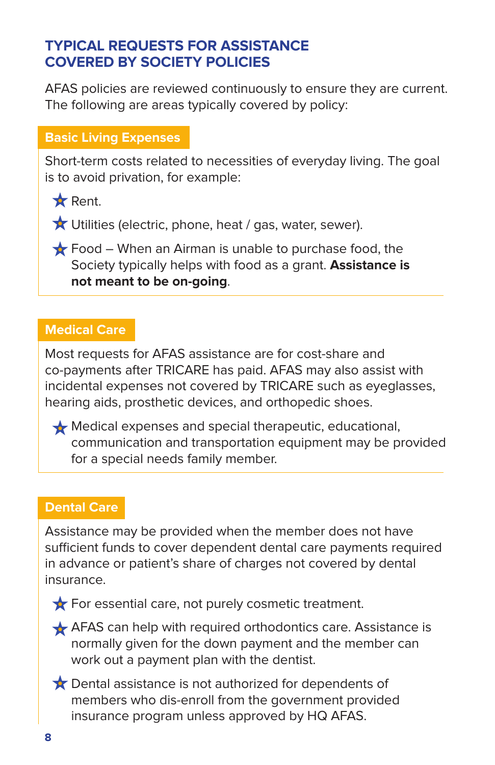## TYPICAL REQUESTS FOR ASSISTANCE COVERED BY SOCIETY POLICIES

AFAS policies are reviewed continuously to ensure they are current. The following are areas typically covered by policy:

### Basic Living Expenses

Short-term costs related to necessities of everyday living. The goal is to avoid privation, for example:

- Rent.
- Utilities (electric, phone, heat / gas, water, sewer).
- Food – When an Airman is unable to purchase food, the Society typically helps with food as a grant. **Assistance is not meant to be on-going**.

### Medical Care

Most requests for AFAS assistance are for cost-share and co-payments after TRICARE has paid. AFAS may also assist with incidental expenses not covered by TRICARE such as eyeglasses, hearing aids, prosthetic devices, and orthopedic shoes.

- Medical expenses and special therapeutic, educational, communication and transportation equipment may be provided for a special needs family member.

### Dental Care

Assistance may be provided when the member does not have sufficient funds to cover dependent dental care payments required in advance or patient's share of charges not covered by dental insurance.

- For essential care, not purely cosmetic treatment.
- AFAS can help with required orthodontics care. Assistance is normally given for the down payment and the member can work out a payment plan with the dentist.
- Dental assistance is not authorized for dependents of members who dis-enroll from the government provided insurance program unless approved by HQ AFAS.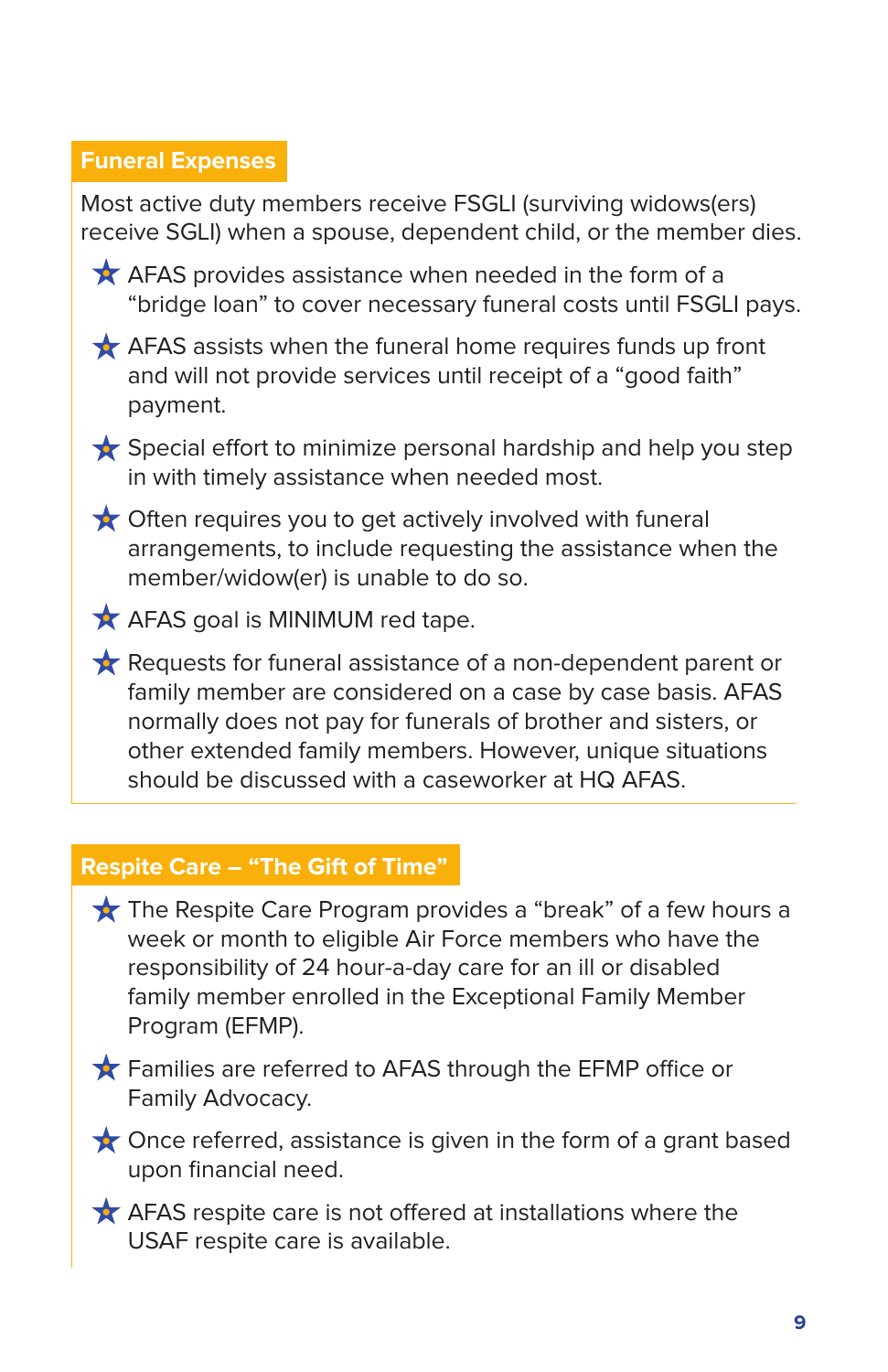## Funeral Expenses

Most active duty members receive FSGLI (surviving widows(ers) receive SGLI) when a spouse, dependent child, or the member dies.

- AFAS provides assistance when needed in the form of a "bridge loan" to cover necessary funeral costs until FSGLI pays.
- AFAS assists when the funeral home requires funds up front and will not provide services until receipt of a "good faith" payment.
- Special effort to minimize personal hardship and help you step in with timely assistance when needed most.
- Often requires you to get actively involved with funeral arrangements, to include requesting the assistance when the member/widow(er) is unable to do so.
- AFAS goal is MINIMUM red tape.
- Requests for funeral assistance of a non-dependent parent or family member are considered on a case by case basis. AFAS normally does not pay for funerals of brother and sisters, or other extended family members. However, unique situations should be discussed with a caseworker at HQ AFAS.

## Respite Care – "The Gift of Time"

- The Respite Care Program provides a "break" of a few hours a week or month to eligible Air Force members who have the responsibility of 24 hour-a-day care for an ill or disabled family member enrolled in the Exceptional Family Member Program (EFMP).
- Families are referred to AFAS through the EFMP office or Family Advocacy.
- Once referred, assistance is given in the form of a grant based upon financial need.
- AFAS respite care is not offered at installations where the USAF respite care is available.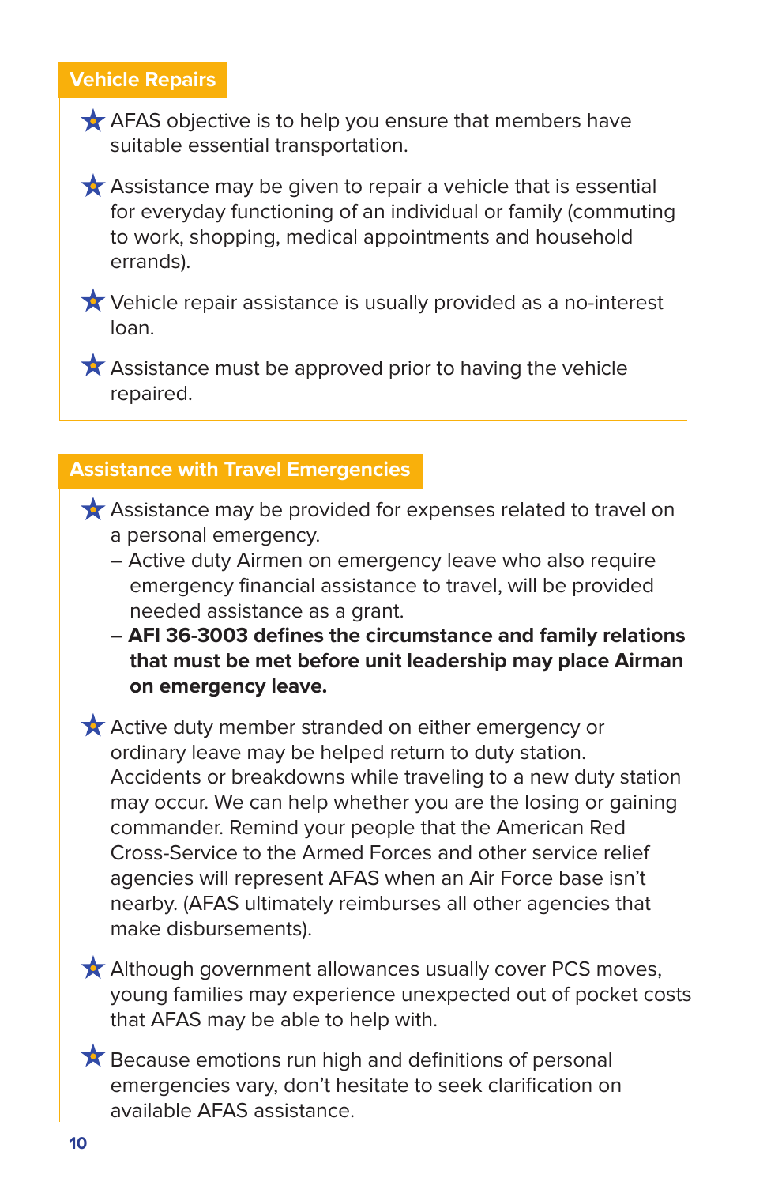## Vehicle Repairs

- AFAS objective is to help you ensure that members have suitable essential transportation.
- Assistance may be given to repair a vehicle that is essential for everyday functioning of an individual or family (commuting to work, shopping, medical appointments and household errands).
- Vehicle repair assistance is usually provided as a no-interest loan.
- Assistance must be approved prior to having the vehicle repaired.

## Assistance with Travel Emergencies

- Assistance may be provided for expenses related to travel on a personal emergency.
  - Active duty Airmen on emergency leave who also require emergency financial assistance to travel, will be provided needed assistance as a grant.
  - **AFI 36-3003 defines the circumstance and family relations that must be met before unit leadership may place Airman on emergency leave.**
- Active duty member stranded on either emergency or ordinary leave may be helped return to duty station. Accidents or breakdowns while traveling to a new duty station may occur. We can help whether you are the losing or gaining commander. Remind your people that the American Red Cross-Service to the Armed Forces and other service relief agencies will represent AFAS when an Air Force base isn't nearby. (AFAS ultimately reimburses all other agencies that make disbursements).
- Although government allowances usually cover PCS moves, young families may experience unexpected out of pocket costs that AFAS may be able to help with.
- Because emotions run high and definitions of personal emergencies vary, don't hesitate to seek clarification on available AFAS assistance.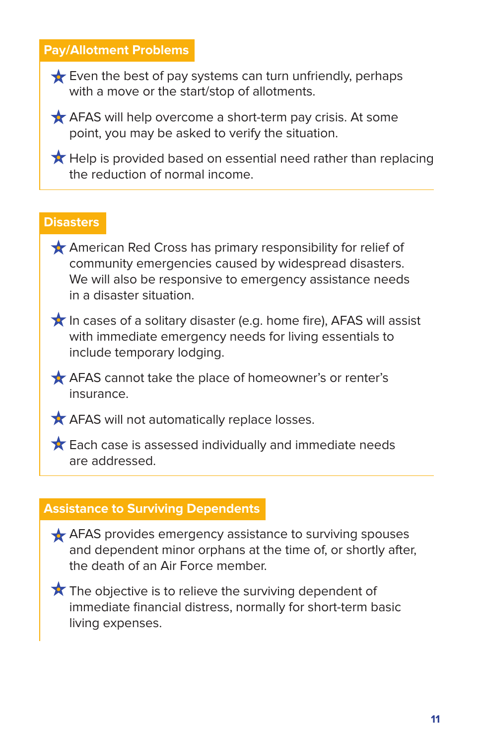## Pay/Allotment Problems

- Even the best of pay systems can turn unfriendly, perhaps with a move or the start/stop of allotments.
- AFAS will help overcome a short-term pay crisis. At some point, you may be asked to verify the situation.
- Help is provided based on essential need rather than replacing the reduction of normal income.

## Disasters

- American Red Cross has primary responsibility for relief of community emergencies caused by widespread disasters. We will also be responsive to emergency assistance needs in a disaster situation.
- In cases of a solitary disaster (e.g. home fire), AFAS will assist with immediate emergency needs for living essentials to include temporary lodging.
- AFAS cannot take the place of homeowner's or renter's insurance.
- AFAS will not automatically replace losses.
- Each case is assessed individually and immediate needs are addressed.

## Assistance to Surviving Dependents

- AFAS provides emergency assistance to surviving spouses and dependent minor orphans at the time of, or shortly after, the death of an Air Force member.
- The objective is to relieve the surviving dependent of immediate financial distress, normally for short-term basic living expenses.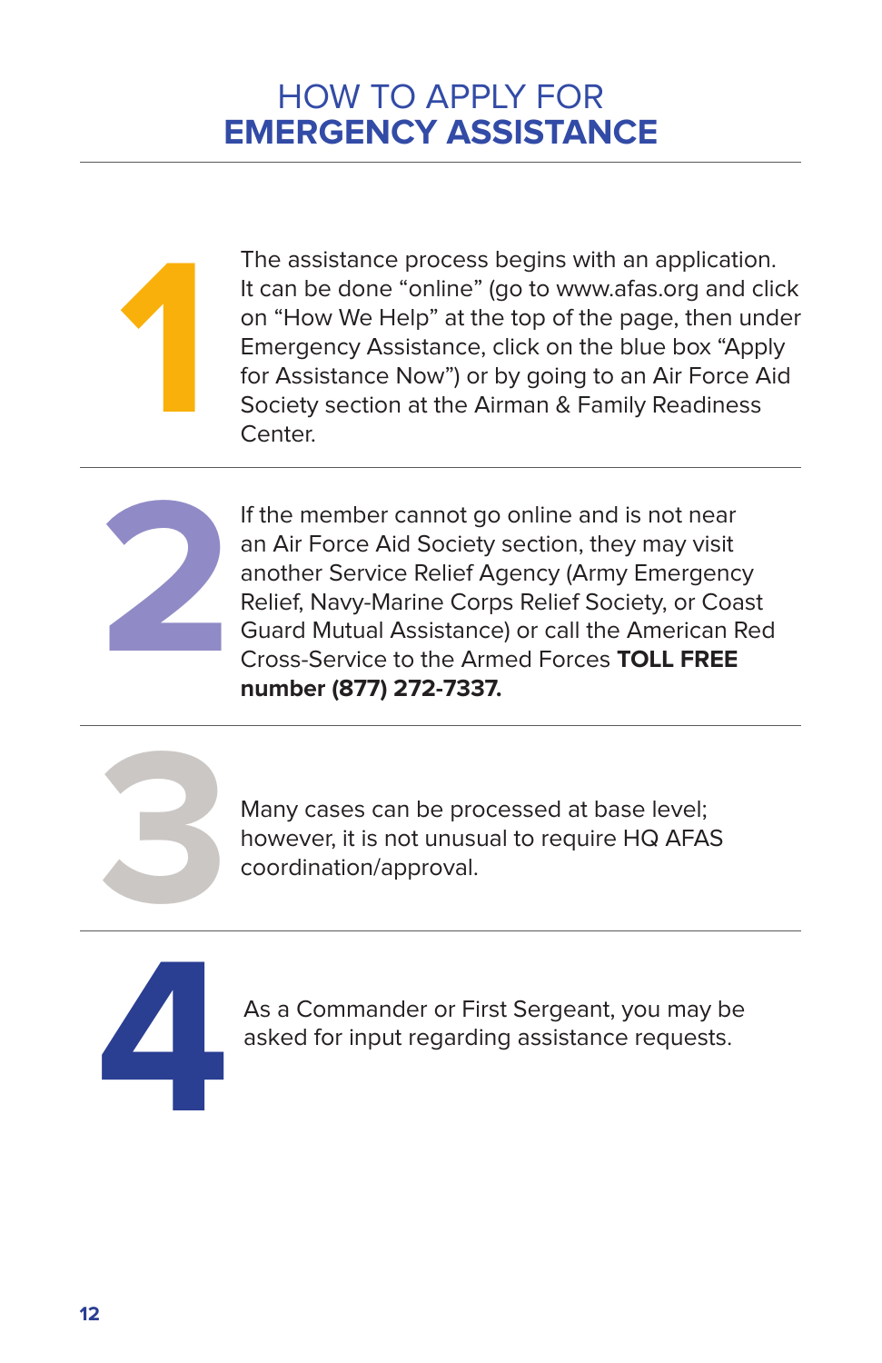# HOW TO APPLY FOR **EMERGENCY ASSISTANCE**

1. The assistance process begins with an application. It can be done "online" (go to www.afas.org and click on "How We Help" at the top of the page, then under Emergency Assistance, click on the blue box "Apply for Assistance Now") or by going to an Air Force Aid Society section at the Airman & Family Readiness Center.

2. If the member cannot go online and is not near an Air Force Aid Society section, they may visit another Service Relief Agency (Army Emergency Relief, Navy-Marine Corps Relief Society, or Coast Guard Mutual Assistance) or call the American Red Cross-Service to the Armed Forces **TOLL FREE number (877) 272-7337.**

3. Many cases can be processed at base level; however, it is not unusual to require HQ AFAS coordination/approval.

4. As a Commander or First Sergeant, you may be asked for input regarding assistance requests.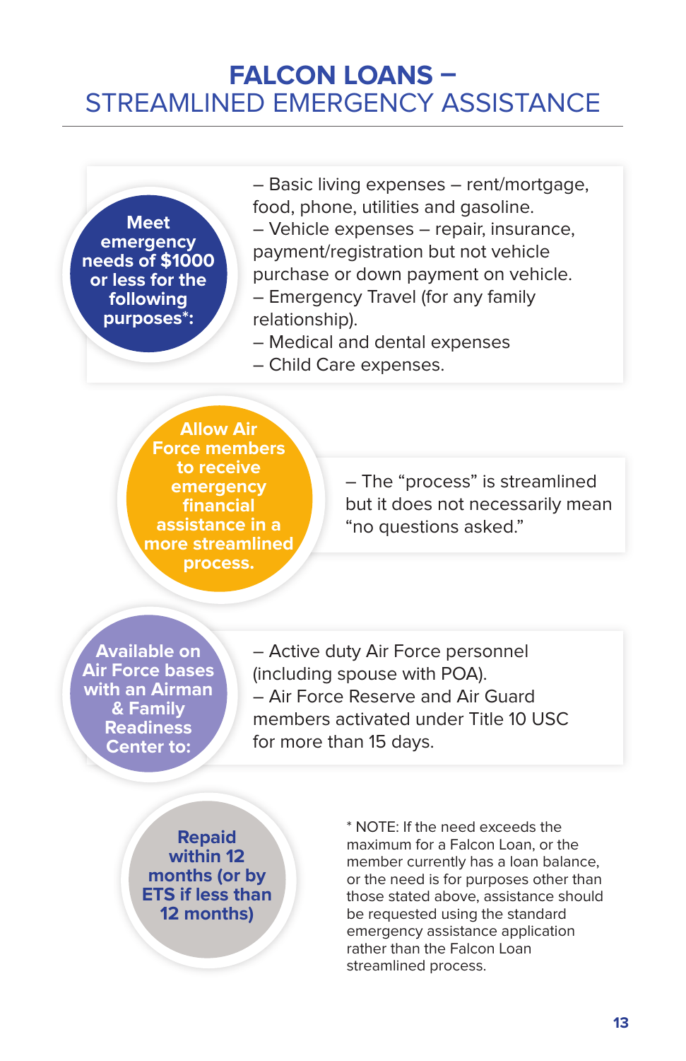# FALCON LOANS – STREAMLINED EMERGENCY ASSISTANCE

**Meet emergency needs of $1000 or less for the following purposes*:**

– Basic living expenses – rent/mortgage, food, phone, utilities and gasoline.
– Vehicle expenses – repair, insurance, payment/registration but not vehicle purchase or down payment on vehicle.
– Emergency Travel (for any family relationship).
– Medical and dental expenses
– Child Care expenses.

**Allow Air Force members to receive emergency financial assistance in a more streamlined process.**

– The "process" is streamlined but it does not necessarily mean "no questions asked."

**Available on Air Force bases with an Airman & Family Readiness Center to:**

– Active duty Air Force personnel (including spouse with POA).
– Air Force Reserve and Air Guard members activated under Title 10 USC for more than 15 days.

**Repaid within 12 months (or by ETS if less than 12 months)**

* NOTE: If the need exceeds the maximum for a Falcon Loan, or the member currently has a loan balance, or the need is for purposes other than those stated above, assistance should be requested using the standard emergency assistance application rather than the Falcon Loan streamlined process.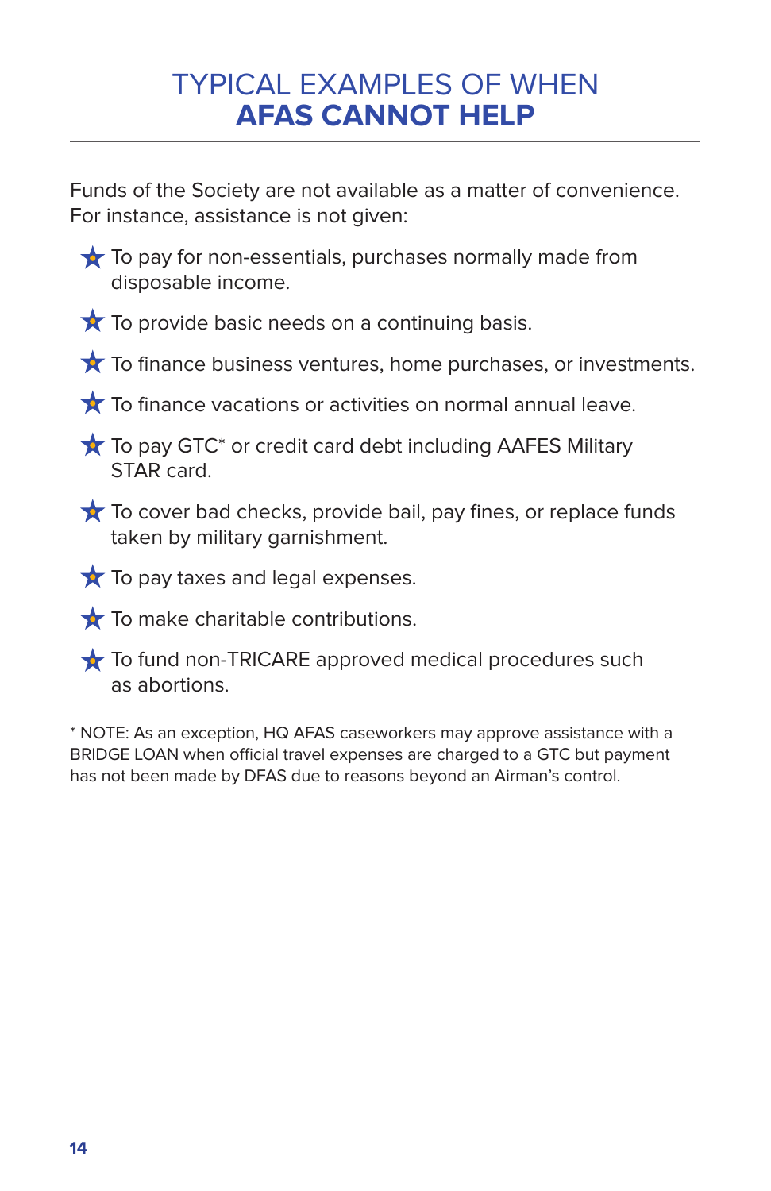# TYPICAL EXAMPLES OF WHEN **AFAS CANNOT HELP**

Funds of the Society are not available as a matter of convenience. For instance, assistance is not given:

- To pay for non-essentials, purchases normally made from disposable income.
- To provide basic needs on a continuing basis.
- To finance business ventures, home purchases, or investments.
- To finance vacations or activities on normal annual leave.
- To pay GTC* or credit card debt including AAFES Military STAR card.
- To cover bad checks, provide bail, pay fines, or replace funds taken by military garnishment.
- To pay taxes and legal expenses.
- To make charitable contributions.
- To fund non-TRICARE approved medical procedures such as abortions.

* NOTE: As an exception, HQ AFAS caseworkers may approve assistance with a BRIDGE LOAN when official travel expenses are charged to a GTC but payment has not been made by DFAS due to reasons beyond an Airman's control.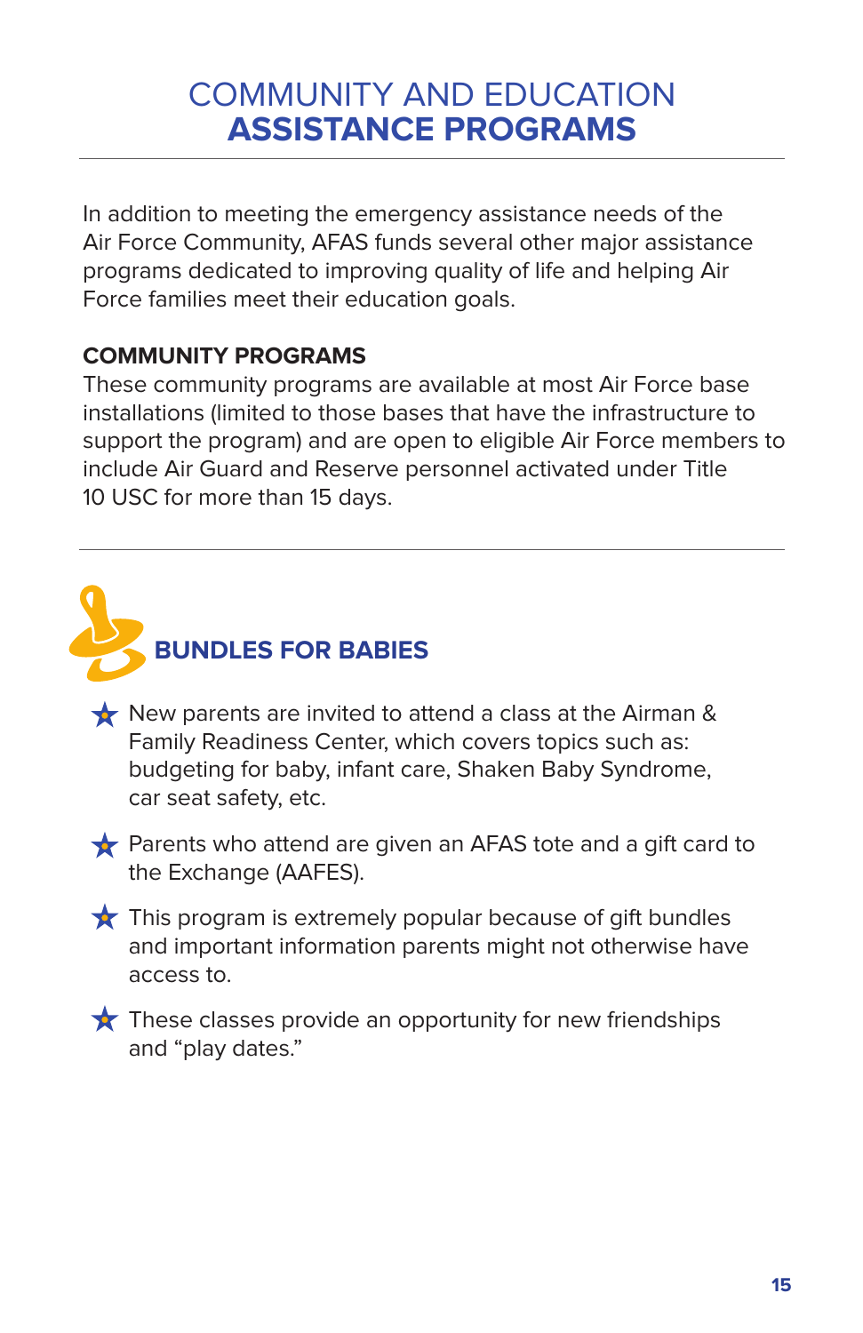# COMMUNITY AND EDUCATION ASSISTANCE PROGRAMS

In addition to meeting the emergency assistance needs of the Air Force Community, AFAS funds several other major assistance programs dedicated to improving quality of life and helping Air Force families meet their education goals.

**COMMUNITY PROGRAMS**

These community programs are available at most Air Force base installations (limited to those bases that have the infrastructure to support the program) and are open to eligible Air Force members to include Air Guard and Reserve personnel activated under Title 10 USC for more than 15 days.

## BUNDLES FOR BABIES

- New parents are invited to attend a class at the Airman & Family Readiness Center, which covers topics such as: budgeting for baby, infant care, Shaken Baby Syndrome, car seat safety, etc.
- Parents who attend are given an AFAS tote and a gift card to the Exchange (AAFES).
- This program is extremely popular because of gift bundles and important information parents might not otherwise have access to.
- These classes provide an opportunity for new friendships and "play dates."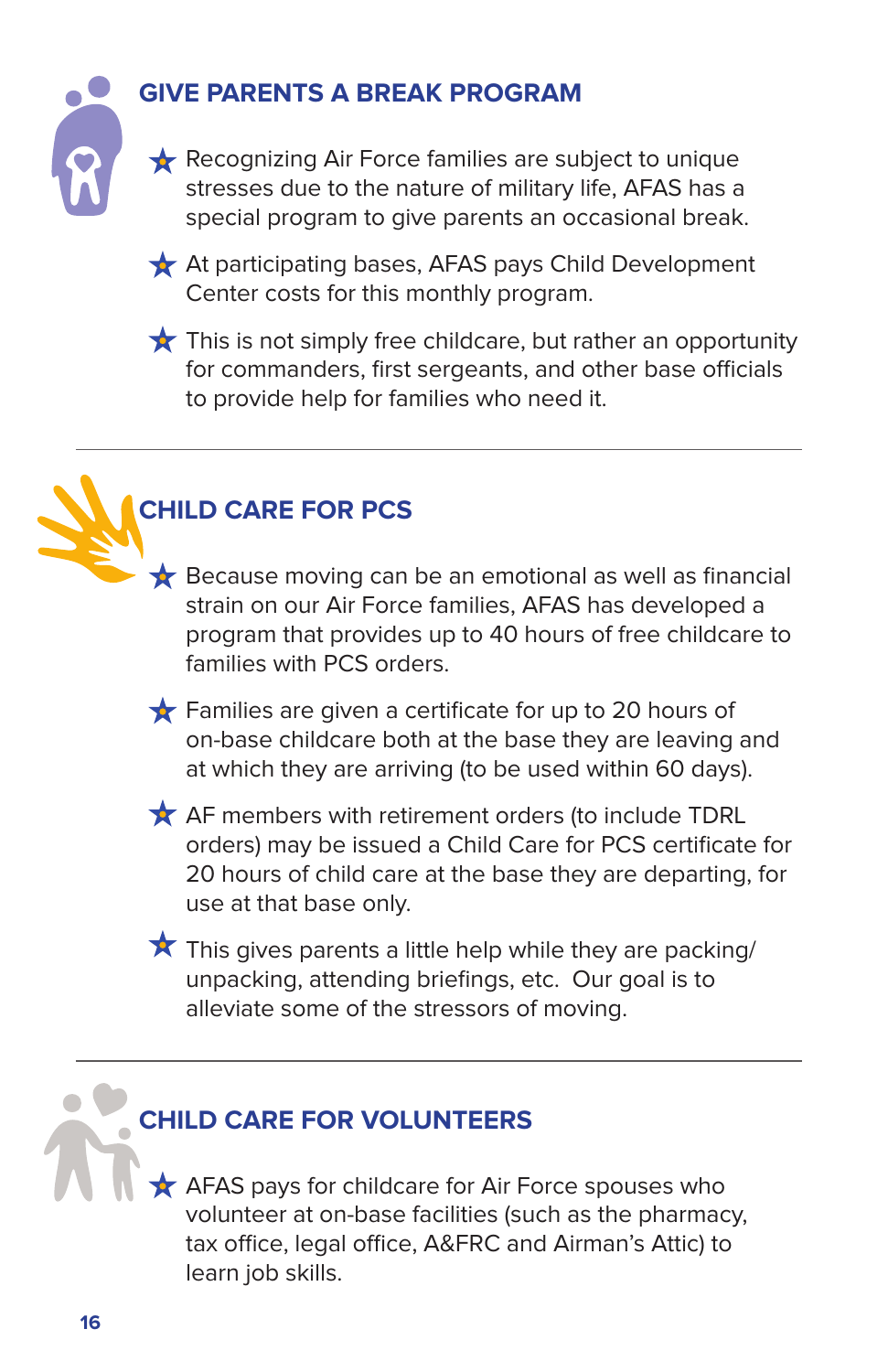## GIVE PARENTS A BREAK PROGRAM

- Recognizing Air Force families are subject to unique stresses due to the nature of military life, AFAS has a special program to give parents an occasional break.
- At participating bases, AFAS pays Child Development Center costs for this monthly program.
- This is not simply free childcare, but rather an opportunity for commanders, first sergeants, and other base officials to provide help for families who need it.

---

## CHILD CARE FOR PCS

- Because moving can be an emotional as well as financial strain on our Air Force families, AFAS has developed a program that provides up to 40 hours of free childcare to families with PCS orders.
- Families are given a certificate for up to 20 hours of on-base childcare both at the base they are leaving and at which they are arriving (to be used within 60 days).
- AF members with retirement orders (to include TDRL orders) may be issued a Child Care for PCS certificate for 20 hours of child care at the base they are departing, for use at that base only.
- This gives parents a little help while they are packing/unpacking, attending briefings, etc.  Our goal is to alleviate some of the stressors of moving.

---

## CHILD CARE FOR VOLUNTEERS

- AFAS pays for childcare for Air Force spouses who volunteer at on-base facilities (such as the pharmacy, tax office, legal office, A&FRC and Airman's Attic) to learn job skills.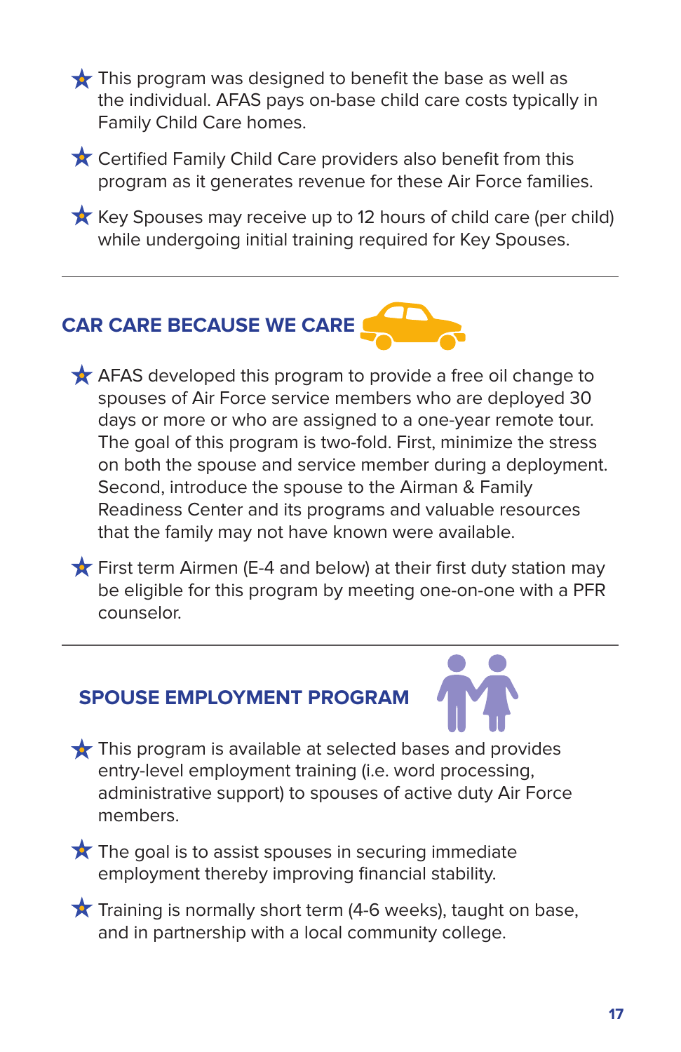- This program was designed to benefit the base as well as the individual. AFAS pays on-base child care costs typically in Family Child Care homes.
- Certified Family Child Care providers also benefit from this program as it generates revenue for these Air Force families.
- Key Spouses may receive up to 12 hours of child care (per child) while undergoing initial training required for Key Spouses.

---

## CAR CARE BECAUSE WE CARE

- AFAS developed this program to provide a free oil change to spouses of Air Force service members who are deployed 30 days or more or who are assigned to a one-year remote tour. The goal of this program is two-fold. First, minimize the stress on both the spouse and service member during a deployment. Second, introduce the spouse to the Airman & Family Readiness Center and its programs and valuable resources that the family may not have known were available.
- First term Airmen (E-4 and below) at their first duty station may be eligible for this program by meeting one-on-one with a PFR counselor.

---

## SPOUSE EMPLOYMENT PROGRAM

- This program is available at selected bases and provides entry-level employment training (i.e. word processing, administrative support) to spouses of active duty Air Force members.
- The goal is to assist spouses in securing immediate employment thereby improving financial stability.
- Training is normally short term (4-6 weeks), taught on base, and in partnership with a local community college.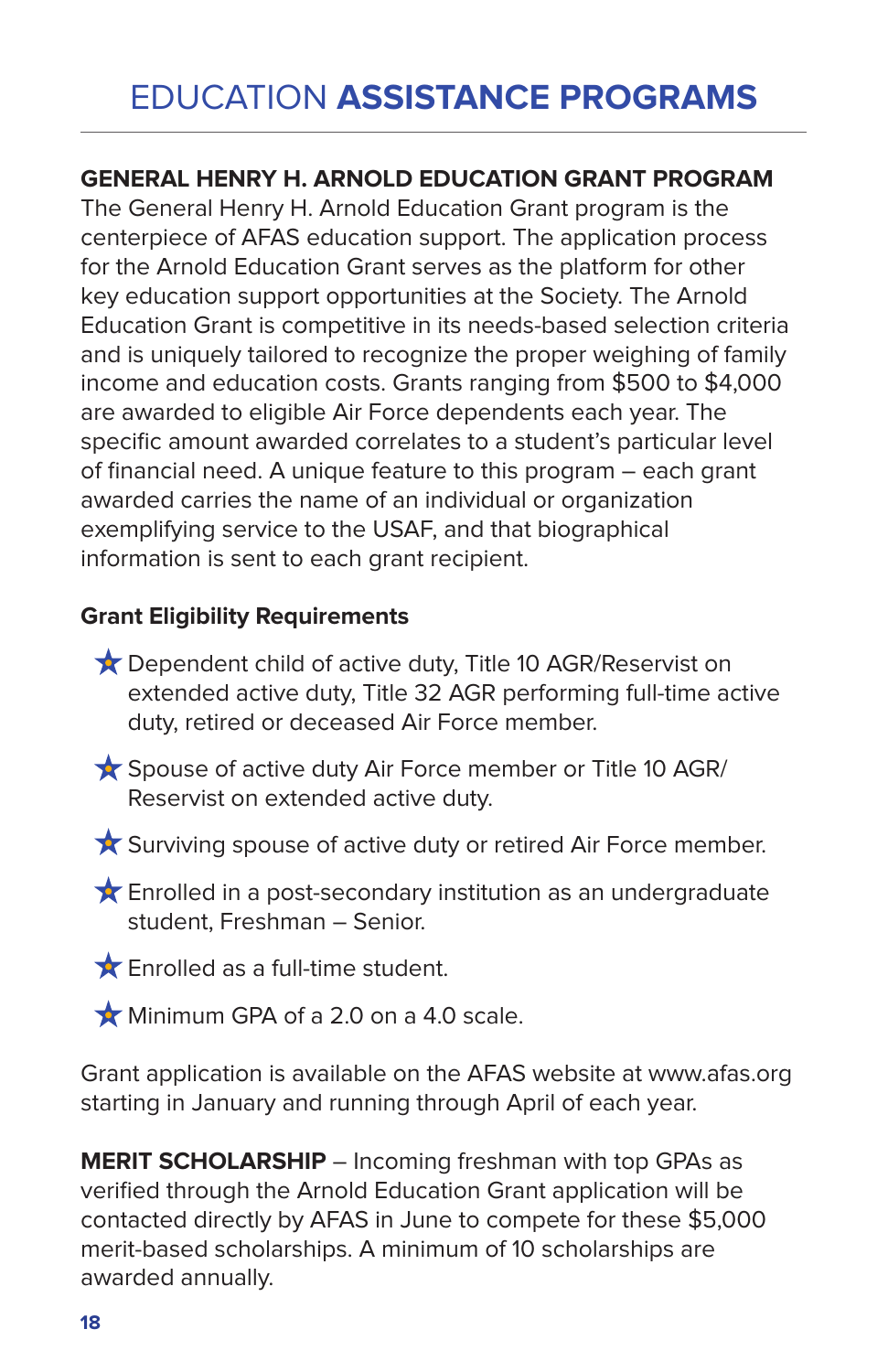# EDUCATION **ASSISTANCE PROGRAMS**

## GENERAL HENRY H. ARNOLD EDUCATION GRANT PROGRAM

The General Henry H. Arnold Education Grant program is the centerpiece of AFAS education support. The application process for the Arnold Education Grant serves as the platform for other key education support opportunities at the Society. The Arnold Education Grant is competitive in its needs-based selection criteria and is uniquely tailored to recognize the proper weighing of family income and education costs. Grants ranging from $500 to $4,000 are awarded to eligible Air Force dependents each year. The specific amount awarded correlates to a student's particular level of financial need. A unique feature to this program – each grant awarded carries the name of an individual or organization exemplifying service to the USAF, and that biographical information is sent to each grant recipient.

### Grant Eligibility Requirements

- Dependent child of active duty, Title 10 AGR/Reservist on extended active duty, Title 32 AGR performing full-time active duty, retired or deceased Air Force member.
- Spouse of active duty Air Force member or Title 10 AGR/ Reservist on extended active duty.
- Surviving spouse of active duty or retired Air Force member.
- Enrolled in a post-secondary institution as an undergraduate student, Freshman – Senior.
- Enrolled as a full-time student.
- Minimum GPA of a 2.0 on a 4.0 scale.

Grant application is available on the AFAS website at www.afas.org starting in January and running through April of each year.

**MERIT SCHOLARSHIP** – Incoming freshman with top GPAs as verified through the Arnold Education Grant application will be contacted directly by AFAS in June to compete for these $5,000 merit-based scholarships. A minimum of 10 scholarships are awarded annually.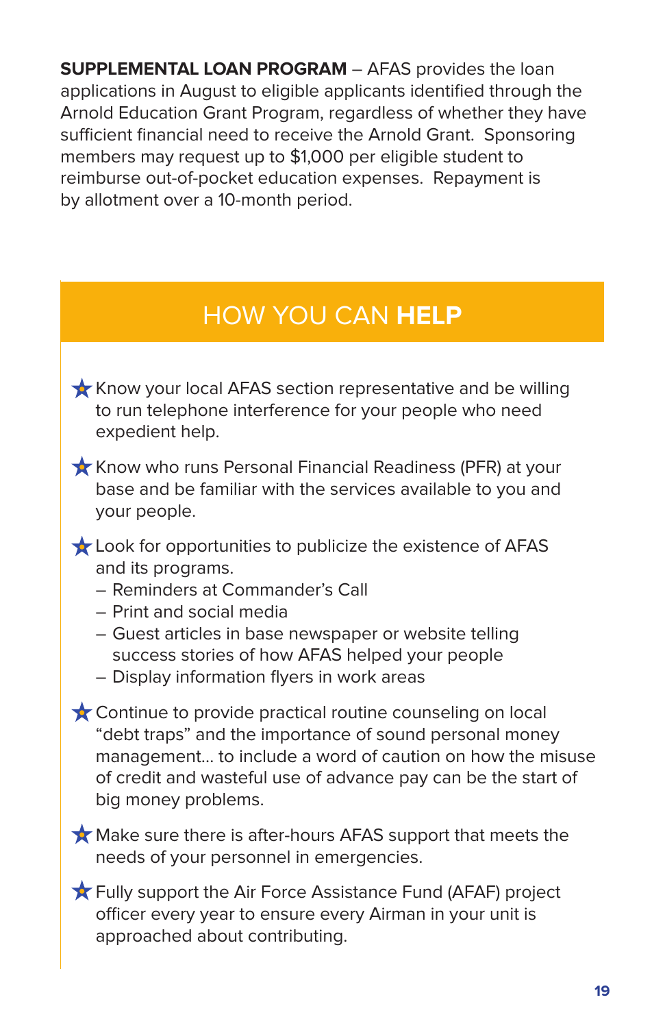**SUPPLEMENTAL LOAN PROGRAM** – AFAS provides the loan applications in August to eligible applicants identified through the Arnold Education Grant Program, regardless of whether they have sufficient financial need to receive the Arnold Grant. Sponsoring members may request up to $1,000 per eligible student to reimburse out-of-pocket education expenses. Repayment is by allotment over a 10-month period.

## HOW YOU CAN **HELP**

- Know your local AFAS section representative and be willing to run telephone interference for your people who need expedient help.
- Know who runs Personal Financial Readiness (PFR) at your base and be familiar with the services available to you and your people.
- Look for opportunities to publicize the existence of AFAS and its programs.
  - Reminders at Commander's Call
  - Print and social media
  - Guest articles in base newspaper or website telling success stories of how AFAS helped your people
  - Display information flyers in work areas
- Continue to provide practical routine counseling on local "debt traps" and the importance of sound personal money management... to include a word of caution on how the misuse of credit and wasteful use of advance pay can be the start of big money problems.
- Make sure there is after-hours AFAS support that meets the needs of your personnel in emergencies.
- Fully support the Air Force Assistance Fund (AFAF) project officer every year to ensure every Airman in your unit is approached about contributing.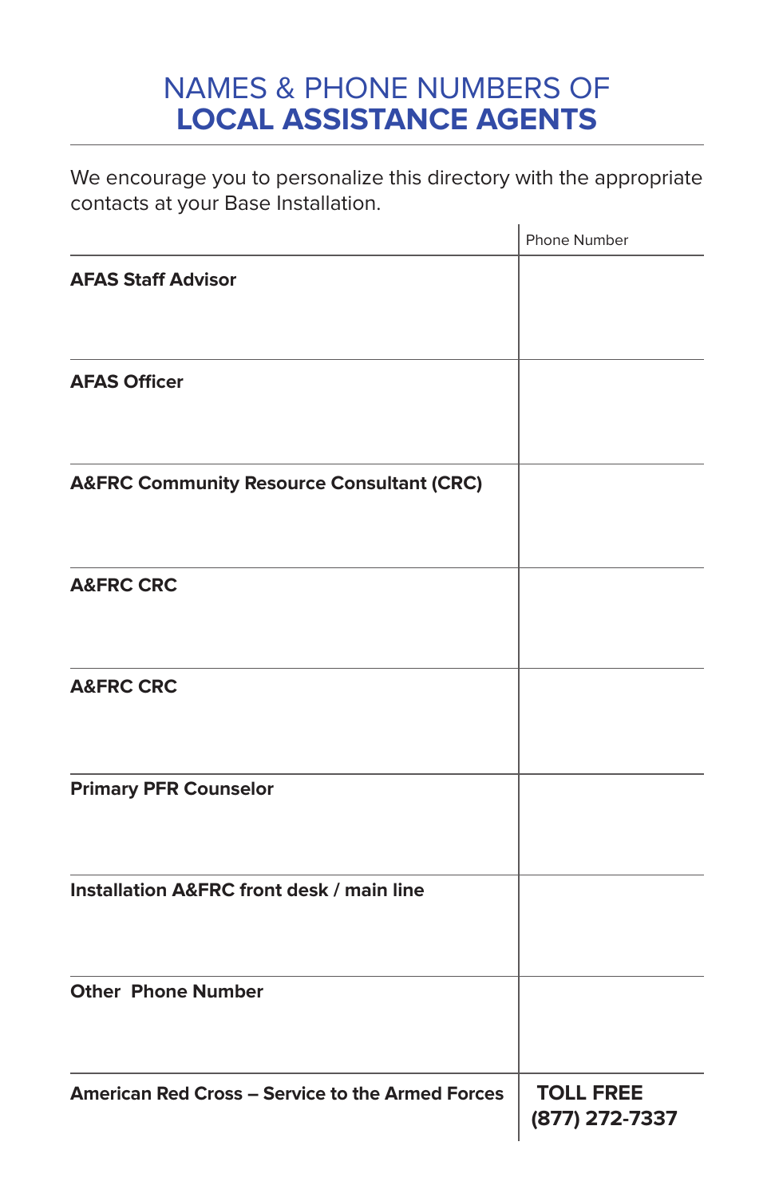# NAMES & PHONE NUMBERS OF **LOCAL ASSISTANCE AGENTS**

We encourage you to personalize this directory with the appropriate contacts at your Base Installation.

| | Phone Number |
|---|---|
| **AFAS Staff Advisor** | |
| **AFAS Officer** | |
| **A&FRC Community Resource Consultant (CRC)** | |
| **A&FRC CRC** | |
| **A&FRC CRC** | |
| **Primary PFR Counselor** | |
| **Installation A&FRC front desk / main line** | |
| **Other Phone Number** | |
| **American Red Cross – Service to the Armed Forces** | **TOLL FREE (877) 272-7337** |